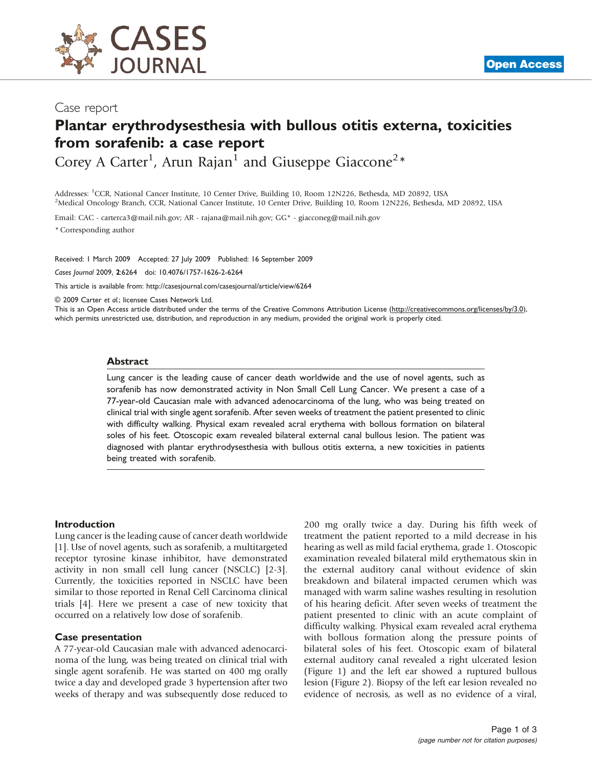Case report

# Plantar erythrodysesthesia with bullous otitis externa, toxicities from sorafenib: a case report

Corey A Carter[1], Arun Rajan[1] and Giuseppe Giaccone[2]*

Addresses: [1]CCR, National Cancer Institute, 10 Center Drive, Building 10, Room 12N226, Bethesda, MD 20892, USA
[2]Medical Oncology Branch, CCR, National Cancer Institute, 10 Center Drive, Building 10, Room 12N226, Bethesda, MD 20892, USA

Email: CAC - carterca3@mail.nih.gov; AR - rajana@mail.nih.gov; GG* - giacconeg@mail.nih.gov

\* Corresponding author

Received: 1 March 2009 Accepted: 27 July 2009 Published: 16 September 2009

*Cases Journal* 2009, **2**:6264 doi: 10.4076/1757-1626-2-6264

This article is available from: http://casesjournal.com/casesjournal/article/view/6264

© 2009 Carter *et al.*; licensee Cases Network Ltd.
This is an Open Access article distributed under the terms of the Creative Commons Attribution License (http://creativecommons.org/licenses/by/3.0), which permits unrestricted use, distribution, and reproduction in any medium, provided the original work is properly cited.

## Abstract

Lung cancer is the leading cause of cancer death worldwide and the use of novel agents, such as sorafenib has now demonstrated activity in Non Small Cell Lung Cancer. We present a case of a 77-year-old Caucasian male with advanced adenocarcinoma of the lung, who was being treated on clinical trial with single agent sorafenib. After seven weeks of treatment the patient presented to clinic with difficulty walking. Physical exam revealed acral erythema with bollous formation on bilateral soles of his feet. Otoscopic exam revealed bilateral external canal bullous lesion. The patient was diagnosed with plantar erythrodysesthesia with bullous otitis externa, a new toxicities in patients being treated with sorafenib.

## Introduction

Lung cancer is the leading cause of cancer death worldwide [1]. Use of novel agents, such as sorafenib, a multitargeted receptor tyrosine kinase inhibitor, have demonstrated activity in non small cell lung cancer (NSCLC) [2-3]. Currently, the toxicities reported in NSCLC have been similar to those reported in Renal Cell Carcinoma clinical trials [4]. Here we present a case of new toxicity that occurred on a relatively low dose of sorafenib.

## Case presentation

A 77-year-old Caucasian male with advanced adenocarcinoma of the lung, was being treated on clinical trial with single agent sorafenib. He was started on 400 mg orally twice a day and developed grade 3 hypertension after two weeks of therapy and was subsequently dose reduced to 200 mg orally twice a day. During his fifth week of treatment the patient reported to a mild decrease in his hearing as well as mild facial erythema, grade 1. Otoscopic examination revealed bilateral mild erythematous skin in the external auditory canal without evidence of skin breakdown and bilateral impacted cerumen which was managed with warm saline washes resulting in resolution of his hearing deficit. After seven weeks of treatment the patient presented to clinic with an acute complaint of difficulty walking. Physical exam revealed acral erythema with bollous formation along the pressure points of bilateral soles of his feet. Otoscopic exam of bilateral external auditory canal revealed a right ulcerated lesion (Figure 1) and the left ear showed a ruptured bullous lesion (Figure 2). Biopsy of the left ear lesion revealed no evidence of necrosis, as well as no evidence of a viral,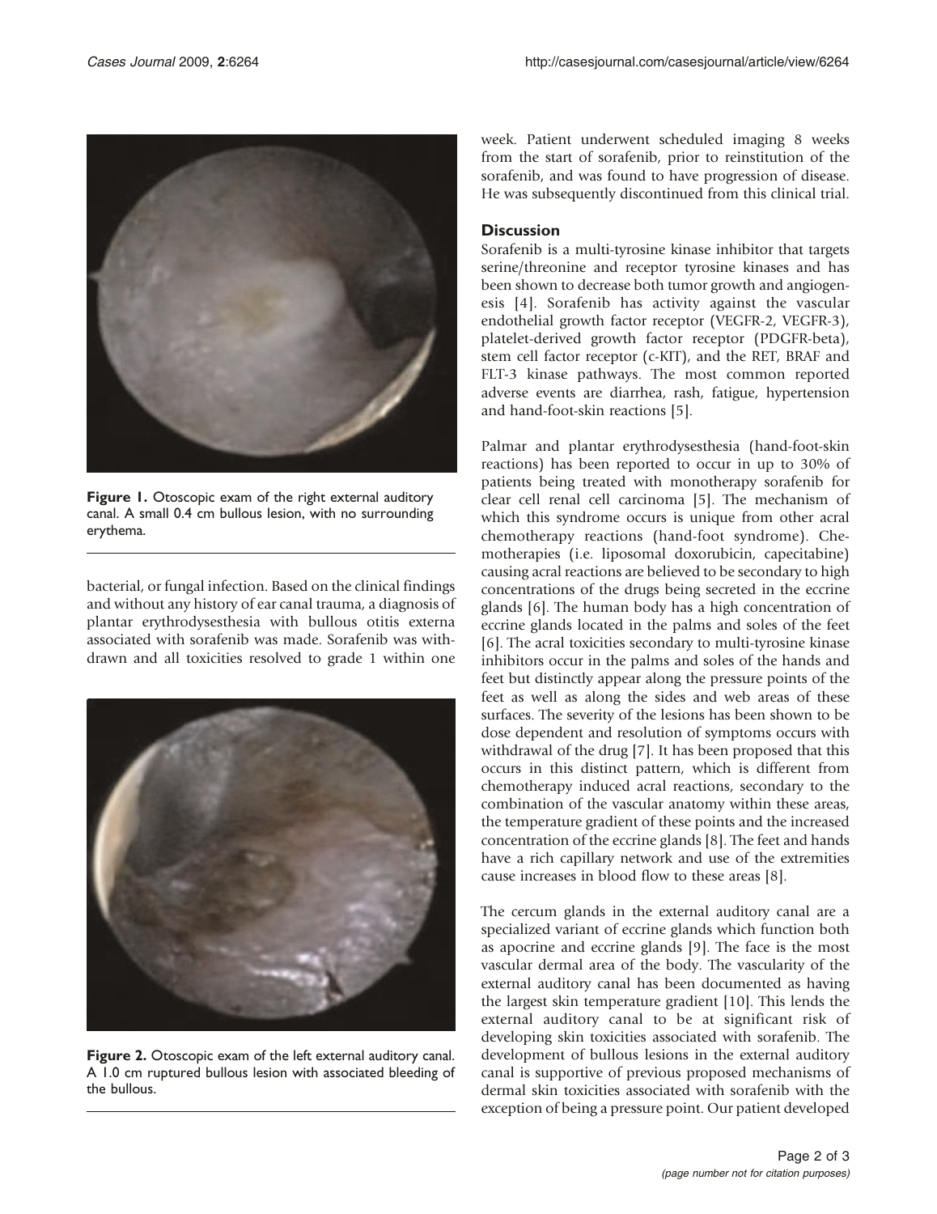Figure 1. Otoscopic exam of the right external auditory canal. A small 0.4 cm bullous lesion, with no surrounding erythema.

bacterial, or fungal infection. Based on the clinical findings and without any history of ear canal trauma, a diagnosis of plantar erythrodysesthesia with bullous otitis externa associated with sorafenib was made. Sorafenib was withdrawn and all toxicities resolved to grade 1 within one week. Patient underwent scheduled imaging 8 weeks from the start of sorafenib, prior to reinstitution of the sorafenib, and was found to have progression of disease. He was subsequently discontinued from this clinical trial.

Figure 2. Otoscopic exam of the left external auditory canal. A 1.0 cm ruptured bullous lesion with associated bleeding of the bullous.

## Discussion

Sorafenib is a multi-tyrosine kinase inhibitor that targets serine/threonine and receptor tyrosine kinases and has been shown to decrease both tumor growth and angiogenesis [4]. Sorafenib has activity against the vascular endothelial growth factor receptor (VEGFR-2, VEGFR-3), platelet-derived growth factor receptor (PDGFR-beta), stem cell factor receptor (c-KIT), and the RET, BRAF and FLT-3 kinase pathways. The most common reported adverse events are diarrhea, rash, fatigue, hypertension and hand-foot-skin reactions [5].

Palmar and plantar erythrodysesthesia (hand-foot-skin reactions) has been reported to occur in up to 30% of patients being treated with monotherapy sorafenib for clear cell renal cell carcinoma [5]. The mechanism of which this syndrome occurs is unique from other acral chemotherapy reactions (hand-foot syndrome). Chemotherapies (i.e. liposomal doxorubicin, capecitabine) causing acral reactions are believed to be secondary to high concentrations of the drugs being secreted in the eccrine glands [6]. The human body has a high concentration of eccrine glands located in the palms and soles of the feet [6]. The acral toxicities secondary to multi-tyrosine kinase inhibitors occur in the palms and soles of the hands and feet but distinctly appear along the pressure points of the feet as well as along the sides and web areas of these surfaces. The severity of the lesions has been shown to be dose dependent and resolution of symptoms occurs with withdrawal of the drug [7]. It has been proposed that this occurs in this distinct pattern, which is different from chemotherapy induced acral reactions, secondary to the combination of the vascular anatomy within these areas, the temperature gradient of these points and the increased concentration of the eccrine glands [8]. The feet and hands have a rich capillary network and use of the extremities cause increases in blood flow to these areas [8].

The cercum glands in the external auditory canal are a specialized variant of eccrine glands which function both as apocrine and eccrine glands [9]. The face is the most vascular dermal area of the body. The vascularity of the external auditory canal has been documented as having the largest skin temperature gradient [10]. This lends the external auditory canal to be at significant risk of developing skin toxicities associated with sorafenib. The development of bullous lesions in the external auditory canal is supportive of previous proposed mechanisms of dermal skin toxicities associated with sorafenib with the exception of being a pressure point. Our patient developed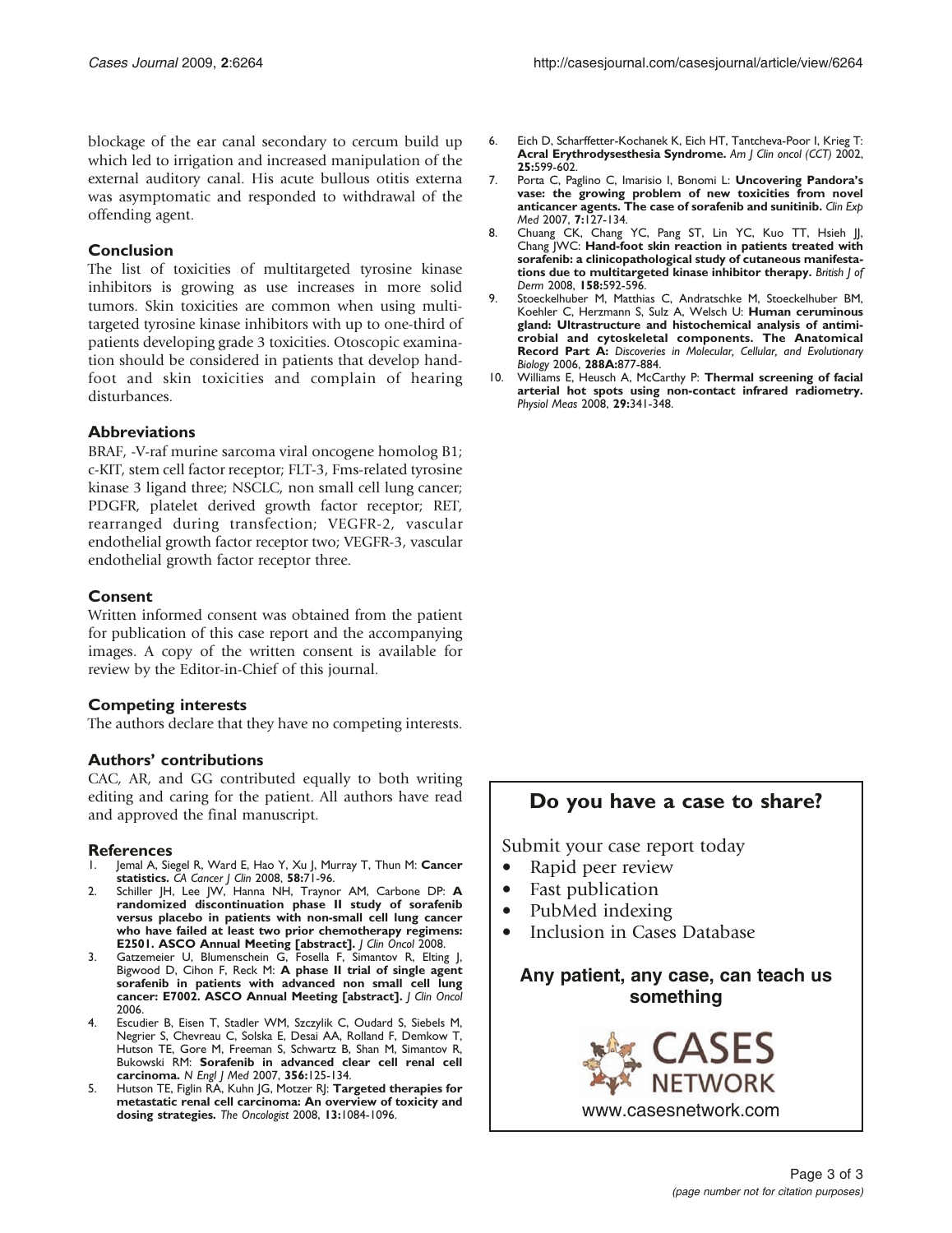blockage of the ear canal secondary to cercum build up which led to irrigation and increased manipulation of the external auditory canal. His acute bullous otitis externa was asymptomatic and responded to withdrawal of the offending agent.

## Conclusion

The list of toxicities of multitargeted tyrosine kinase inhibitors is growing as use increases in more solid tumors. Skin toxicities are common when using multitargeted tyrosine kinase inhibitors with up to one-third of patients developing grade 3 toxicities. Otoscopic examination should be considered in patients that develop hand-foot and skin toxicities and complain of hearing disturbances.

## Abbreviations

BRAF, -V-raf murine sarcoma viral oncogene homolog B1; c-KIT, stem cell factor receptor; FLT-3, Fms-related tyrosine kinase 3 ligand three; NSCLC, non small cell lung cancer; PDGFR, platelet derived growth factor receptor; RET, rearranged during transfection; VEGFR-2, vascular endothelial growth factor receptor two; VEGFR-3, vascular endothelial growth factor receptor three.

## Consent

Written informed consent was obtained from the patient for publication of this case report and the accompanying images. A copy of the written consent is available for review by the Editor-in-Chief of this journal.

## Competing interests

The authors declare that they have no competing interests.

## Authors' contributions

CAC, AR, and GG contributed equally to both writing editing and caring for the patient. All authors have read and approved the final manuscript.

## References

1. Jemal A, Siegel R, Ward E, Hao Y, Xu J, Murray T, Thun M: **Cancer statistics.** *CA Cancer J Clin* 2008, **58:**71-96.
2. Schiller JH, Lee JW, Hanna NH, Traynor AM, Carbone DP: **A randomized discontinuation phase II study of sorafenib versus placebo in patients with non-small cell lung cancer who have failed at least two prior chemotherapy regimens: E2501. ASCO Annual Meeting [abstract].** *J Clin Oncol* 2008.
3. Gatzemeier U, Blumenschein G, Fosella F, Simantov R, Elting J, Bigwood D, Cihon F, Reck M: **A phase II trial of single agent sorafenib in patients with advanced non small cell lung cancer: E7002. ASCO Annual Meeting [abstract].** *J Clin Oncol* 2006.
4. Escudier B, Eisen T, Stadler WM, Szczylik C, Oudard S, Siebels M, Negrier S, Chevreau C, Solska E, Desai AA, Rolland F, Demkow T, Hutson TE, Gore M, Freeman S, Schwartz B, Shan M, Simantov R, Bukowski RM: **Sorafenib in advanced clear cell renal cell carcinoma.** *N Engl J Med* 2007, **356:**125-134.
5. Hutson TE, Figlin RA, Kuhn JG, Motzer RJ: **Targeted therapies for metastatic renal cell carcinoma: An overview of toxicity and dosing strategies.** *The Oncologist* 2008, **13:**1084-1096.
6. Eich D, Scharffetter-Kochanek K, Eich HT, Tantcheva-Poor I, Krieg T: **Acral Erythrodysesthesia Syndrome.** *Am J Clin oncol (CCT)* 2002, **25:**599-602.
7. Porta C, Paglino C, Imarisio I, Bonomi L: **Uncovering Pandora's vase: the growing problem of new toxicities from novel anticancer agents. The case of sorafenib and sunitinib.** *Clin Exp Med* 2007, **7:**127-134.
8. Chuang CK, Chang YC, Pang ST, Lin YC, Kuo TT, Hsieh JJ, Chang JWC: **Hand-foot skin reaction in patients treated with sorafenib: a clinicopathological study of cutaneous manifestations due to multitargeted kinase inhibitor therapy.** *British J of Derm* 2008, **158:**592-596.
9. Stoeckelhuber M, Matthias C, Andratschke M, Stoeckelhuber BM, Koehler C, Herzmann S, Sulz A, Welsch U: **Human ceruminous gland: Ultrastructure and histochemical analysis of antimicrobial and cytoskeletal components. The Anatomical Record Part A:** *Discoveries in Molecular, Cellular, and Evolutionary Biology* 2006, **288A:**877-884.
10. Williams E, Heusch A, McCarthy P: **Thermal screening of facial arterial hot spots using non-contact infrared radiometry.** *Physiol Meas* 2008, **29:**341-348.

**Do you have a case to share?**

Submit your case report today

- Rapid peer review
- Fast publication
- PubMed indexing
- Inclusion in Cases Database

**Any patient, any case, can teach us something**

CASES NETWORK

www.casesnetwork.com